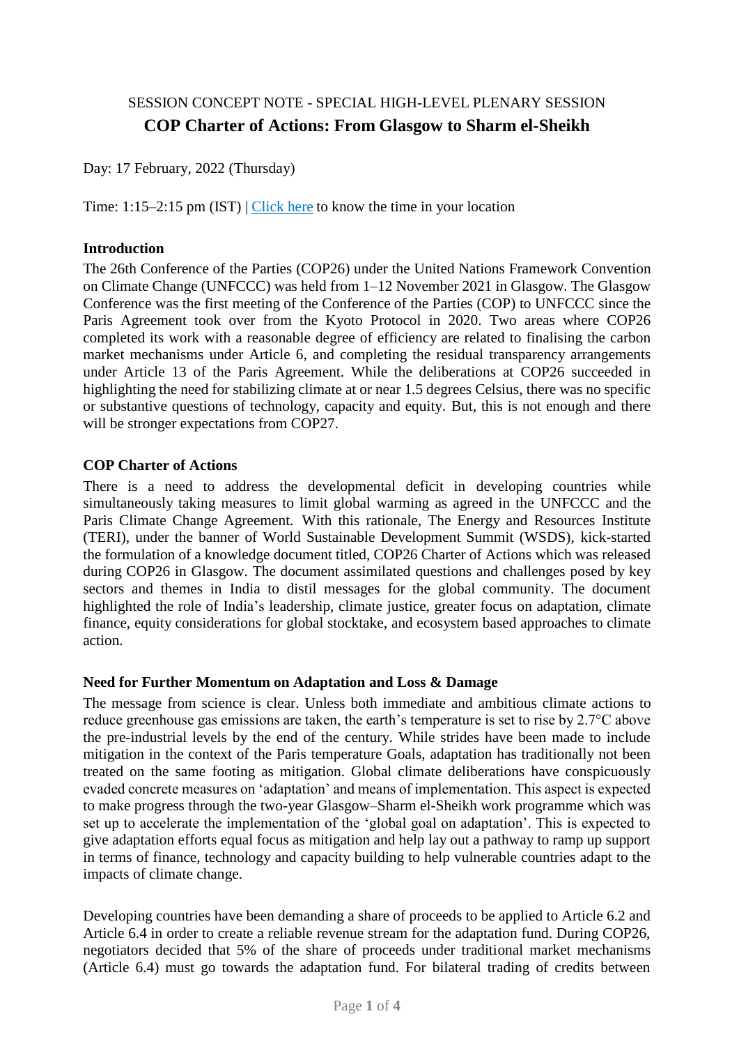SESSION CONCEPT NOTE - SPECIAL HIGH-LEVEL PLENARY SESSION

# COP Charter of Actions: From Glasgow to Sharm el-Sheikh

Day: 17 February, 2022 (Thursday)

Time: 1:15–2:15 pm (IST) | Click here to know the time in your location

**Introduction**

The 26th Conference of the Parties (COP26) under the United Nations Framework Convention on Climate Change (UNFCCC) was held from 1–12 November 2021 in Glasgow. The Glasgow Conference was the first meeting of the Conference of the Parties (COP) to UNFCCC since the Paris Agreement took over from the Kyoto Protocol in 2020. Two areas where COP26 completed its work with a reasonable degree of efficiency are related to finalising the carbon market mechanisms under Article 6, and completing the residual transparency arrangements under Article 13 of the Paris Agreement. While the deliberations at COP26 succeeded in highlighting the need for stabilizing climate at or near 1.5 degrees Celsius, there was no specific or substantive questions of technology, capacity and equity. But, this is not enough and there will be stronger expectations from COP27.

**COP Charter of Actions**

There is a need to address the developmental deficit in developing countries while simultaneously taking measures to limit global warming as agreed in the UNFCCC and the Paris Climate Change Agreement. With this rationale, The Energy and Resources Institute (TERI), under the banner of World Sustainable Development Summit (WSDS), kick-started the formulation of a knowledge document titled, COP26 Charter of Actions which was released during COP26 in Glasgow. The document assimilated questions and challenges posed by key sectors and themes in India to distil messages for the global community. The document highlighted the role of India's leadership, climate justice, greater focus on adaptation, climate finance, equity considerations for global stocktake, and ecosystem based approaches to climate action.

**Need for Further Momentum on Adaptation and Loss & Damage**

The message from science is clear. Unless both immediate and ambitious climate actions to reduce greenhouse gas emissions are taken, the earth's temperature is set to rise by 2.7°C above the pre-industrial levels by the end of the century. While strides have been made to include mitigation in the context of the Paris temperature Goals, adaptation has traditionally not been treated on the same footing as mitigation. Global climate deliberations have conspicuously evaded concrete measures on 'adaptation' and means of implementation. This aspect is expected to make progress through the two-year Glasgow–Sharm el-Sheikh work programme which was set up to accelerate the implementation of the 'global goal on adaptation'. This is expected to give adaptation efforts equal focus as mitigation and help lay out a pathway to ramp up support in terms of finance, technology and capacity building to help vulnerable countries adapt to the impacts of climate change.

Developing countries have been demanding a share of proceeds to be applied to Article 6.2 and Article 6.4 in order to create a reliable revenue stream for the adaptation fund. During COP26, negotiators decided that 5% of the share of proceeds under traditional market mechanisms (Article 6.4) must go towards the adaptation fund. For bilateral trading of credits between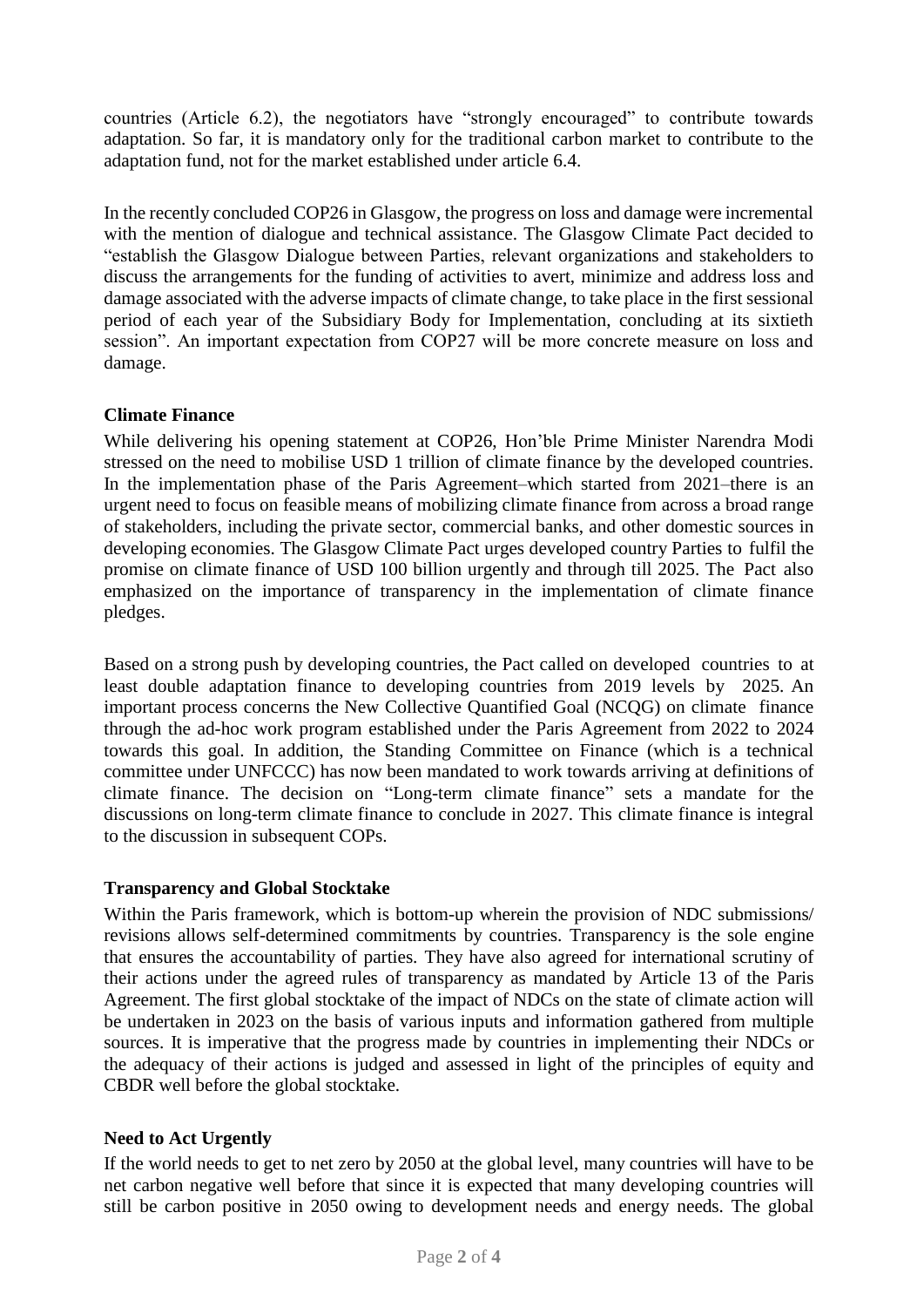countries (Article 6.2), the negotiators have "strongly encouraged" to contribute towards adaptation. So far, it is mandatory only for the traditional carbon market to contribute to the adaptation fund, not for the market established under article 6.4.

In the recently concluded COP26 in Glasgow, the progress on loss and damage were incremental with the mention of dialogue and technical assistance. The Glasgow Climate Pact decided to "establish the Glasgow Dialogue between Parties, relevant organizations and stakeholders to discuss the arrangements for the funding of activities to avert, minimize and address loss and damage associated with the adverse impacts of climate change, to take place in the first sessional period of each year of the Subsidiary Body for Implementation, concluding at its sixtieth session". An important expectation from COP27 will be more concrete measure on loss and damage.

**Climate Finance**

While delivering his opening statement at COP26, Hon'ble Prime Minister Narendra Modi stressed on the need to mobilise USD 1 trillion of climate finance by the developed countries. In the implementation phase of the Paris Agreement–which started from 2021–there is an urgent need to focus on feasible means of mobilizing climate finance from across a broad range of stakeholders, including the private sector, commercial banks, and other domestic sources in developing economies. The Glasgow Climate Pact urges developed country Parties to fulfil the promise on climate finance of USD 100 billion urgently and through till 2025. The Pact also emphasized on the importance of transparency in the implementation of climate finance pledges.

Based on a strong push by developing countries, the Pact called on developed countries to at least double adaptation finance to developing countries from 2019 levels by 2025. An important process concerns the New Collective Quantified Goal (NCQG) on climate finance through the ad-hoc work program established under the Paris Agreement from 2022 to 2024 towards this goal. In addition, the Standing Committee on Finance (which is a technical committee under UNFCCC) has now been mandated to work towards arriving at definitions of climate finance. The decision on "Long-term climate finance" sets a mandate for the discussions on long-term climate finance to conclude in 2027. This climate finance is integral to the discussion in subsequent COPs.

**Transparency and Global Stocktake**

Within the Paris framework, which is bottom-up wherein the provision of NDC submissions/ revisions allows self-determined commitments by countries. Transparency is the sole engine that ensures the accountability of parties. They have also agreed for international scrutiny of their actions under the agreed rules of transparency as mandated by Article 13 of the Paris Agreement. The first global stocktake of the impact of NDCs on the state of climate action will be undertaken in 2023 on the basis of various inputs and information gathered from multiple sources. It is imperative that the progress made by countries in implementing their NDCs or the adequacy of their actions is judged and assessed in light of the principles of equity and CBDR well before the global stocktake.

**Need to Act Urgently**

If the world needs to get to net zero by 2050 at the global level, many countries will have to be net carbon negative well before that since it is expected that many developing countries will still be carbon positive in 2050 owing to development needs and energy needs. The global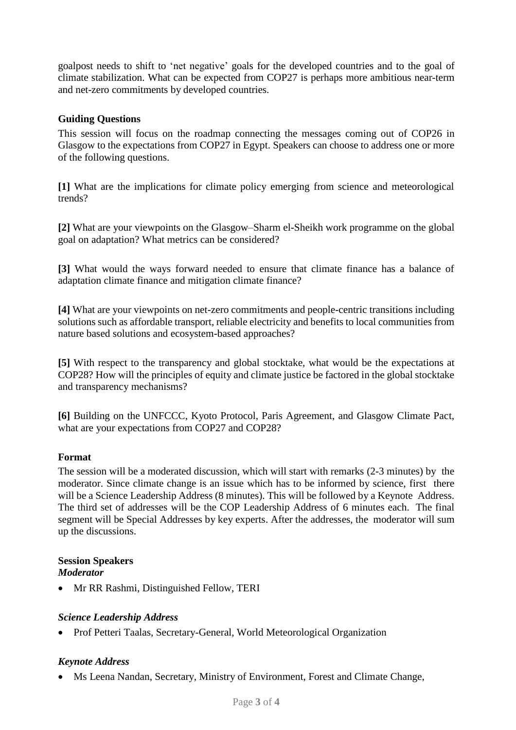goalpost needs to shift to 'net negative' goals for the developed countries and to the goal of climate stabilization. What can be expected from COP27 is perhaps more ambitious near-term and net-zero commitments by developed countries.

### Guiding Questions

This session will focus on the roadmap connecting the messages coming out of COP26 in Glasgow to the expectations from COP27 in Egypt. Speakers can choose to address one or more of the following questions.

**[1]** What are the implications for climate policy emerging from science and meteorological trends?

**[2]** What are your viewpoints on the Glasgow–Sharm el-Sheikh work programme on the global goal on adaptation? What metrics can be considered?

**[3]** What would the ways forward needed to ensure that climate finance has a balance of adaptation climate finance and mitigation climate finance?

**[4]** What are your viewpoints on net-zero commitments and people-centric transitions including solutions such as affordable transport, reliable electricity and benefits to local communities from nature based solutions and ecosystem-based approaches?

**[5]** With respect to the transparency and global stocktake, what would be the expectations at COP28? How will the principles of equity and climate justice be factored in the global stocktake and transparency mechanisms?

**[6]** Building on the UNFCCC, Kyoto Protocol, Paris Agreement, and Glasgow Climate Pact, what are your expectations from COP27 and COP28?

### Format

The session will be a moderated discussion, which will start with remarks (2-3 minutes) by the moderator. Since climate change is an issue which has to be informed by science, first there will be a Science Leadership Address (8 minutes). This will be followed by a Keynote Address. The third set of addresses will be the COP Leadership Address of 6 minutes each. The final segment will be Special Addresses by key experts. After the addresses, the moderator will sum up the discussions.

### Session Speakers

#### *Moderator*

- Mr RR Rashmi, Distinguished Fellow, TERI

#### *Science Leadership Address*

- Prof Petteri Taalas, Secretary-General, World Meteorological Organization

#### *Keynote Address*

- Ms Leena Nandan, Secretary, Ministry of Environment, Forest and Climate Change,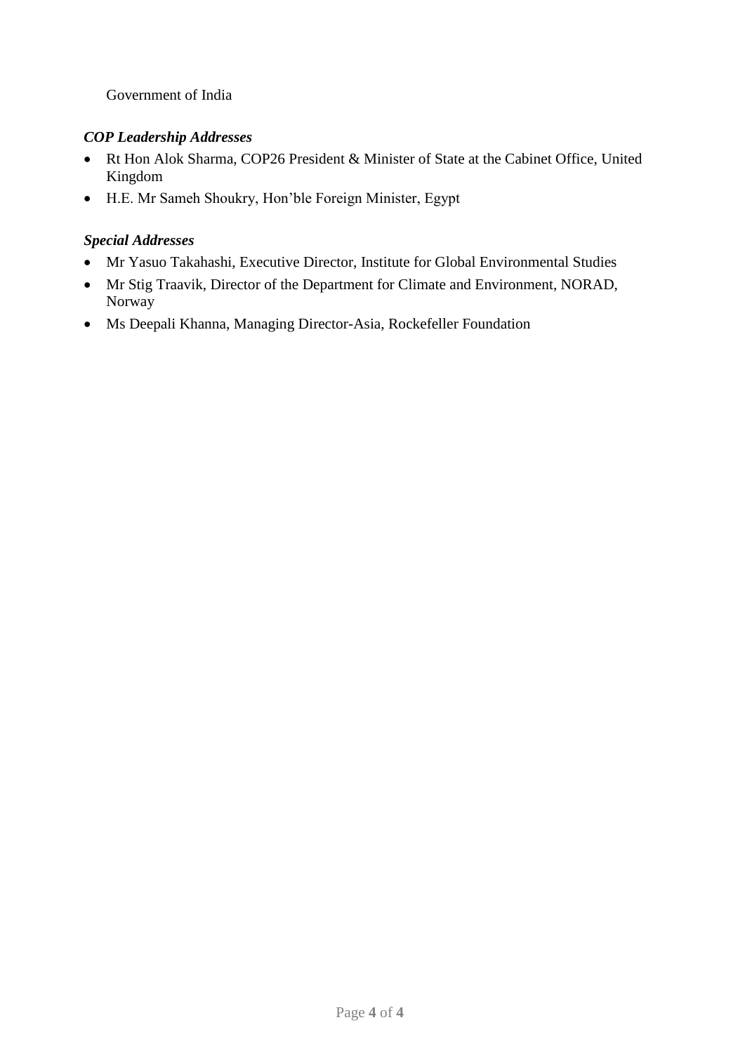Government of India

***COP Leadership Addresses***

- Rt Hon Alok Sharma, COP26 President & Minister of State at the Cabinet Office, United Kingdom
- H.E. Mr Sameh Shoukry, Hon'ble Foreign Minister, Egypt

***Special Addresses***

- Mr Yasuo Takahashi, Executive Director, Institute for Global Environmental Studies
- Mr Stig Traavik, Director of the Department for Climate and Environment, NORAD, Norway
- Ms Deepali Khanna, Managing Director-Asia, Rockefeller Foundation